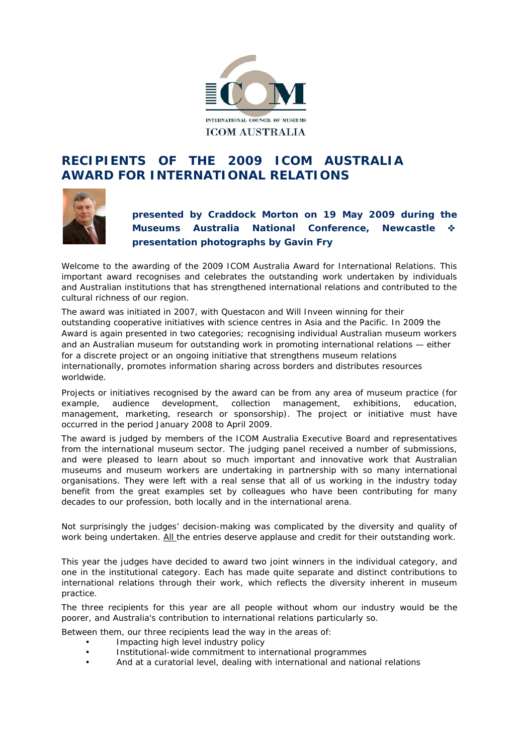# RECIPIENTS OF THE 2009 ICOM AUSTRALIA AWARD FOR INTERNATIONAL RELATIONS

**presented by Craddock Morton on 19 May 2009 during the Museums Australia National Conference, Newcastle ✣ presentation photographs by Gavin Fry**

Welcome to the awarding of the 2009 ICOM Australia Award for International Relations. This important award recognises and celebrates the outstanding work undertaken by individuals and Australian institutions that has strengthened international relations and contributed to the cultural richness of our region.

The award was initiated in 2007, with Questacon and Will Inveen winning for their outstanding cooperative initiatives with science centres in Asia and the Pacific. In 2009 the Award is again presented in two categories; recognising individual Australian museum workers and an Australian museum for outstanding work in promoting international relations — either for a discrete project or an ongoing initiative that strengthens museum relations internationally, promotes information sharing across borders and distributes resources worldwide.

Projects or initiatives recognised by the award can be from any area of museum practice (for example, audience development, collection management, exhibitions, education, management, marketing, research or sponsorship). The project or initiative must have occurred in the period January 2008 to April 2009.

The award is judged by members of the ICOM Australia Executive Board and representatives from the international museum sector. The judging panel received a number of submissions, and were pleased to learn about so much important and innovative work that Australian museums and museum workers are undertaking in partnership with so many international organisations. They were left with a real sense that all of us working in the industry today benefit from the great examples set by colleagues who have been contributing for many decades to our profession, both locally and in the international arena.

Not surprisingly the judges' decision-making was complicated by the diversity and quality of work being undertaken. All the entries deserve applause and credit for their outstanding work.

This year the judges have decided to award two joint winners in the individual category, and one in the institutional category. Each has made quite separate and distinct contributions to international relations through their work, which reflects the diversity inherent in museum practice.

The three recipients for this year are all people without whom our industry would be the poorer, and Australia's contribution to international relations particularly so.

Between them, our three recipients lead the way in the areas of:

- Impacting high level industry policy
- Institutional-wide commitment to international programmes
- And at a curatorial level, dealing with international and national relations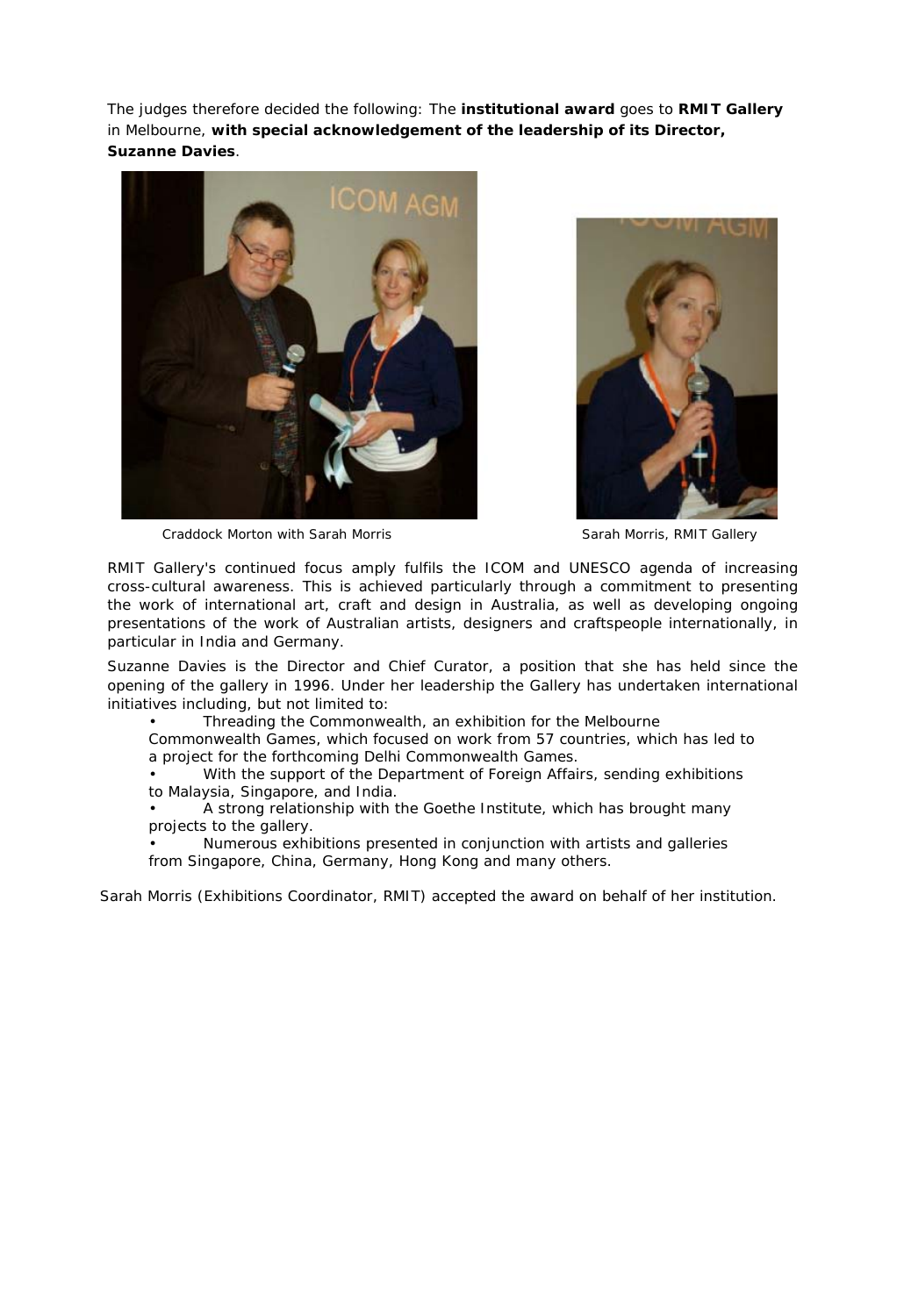The judges therefore decided the following: The **institutional award** goes to **RMIT Gallery** in Melbourne, **with special acknowledgement of the leadership of its Director, Suzanne Davies**.

Craddock Morton with Sarah Morris

Sarah Morris, RMIT Gallery

RMIT Gallery's continued focus amply fulfils the ICOM and UNESCO agenda of increasing cross-cultural awareness. This is achieved particularly through a commitment to presenting the work of international art, craft and design in Australia, as well as developing ongoing presentations of the work of Australian artists, designers and craftspeople internationally, in particular in India and Germany.

Suzanne Davies is the Director and Chief Curator, a position that she has held since the opening of the gallery in 1996. Under her leadership the Gallery has undertaken international initiatives including, but not limited to:

- Threading the Commonwealth, an exhibition for the Melbourne Commonwealth Games, which focused on work from 57 countries, which has led to a project for the forthcoming Delhi Commonwealth Games.
- With the support of the Department of Foreign Affairs, sending exhibitions to Malaysia, Singapore, and India.
- A strong relationship with the Goethe Institute, which has brought many projects to the gallery.
- Numerous exhibitions presented in conjunction with artists and galleries from Singapore, China, Germany, Hong Kong and many others.

Sarah Morris (Exhibitions Coordinator, RMIT) accepted the award on behalf of her institution.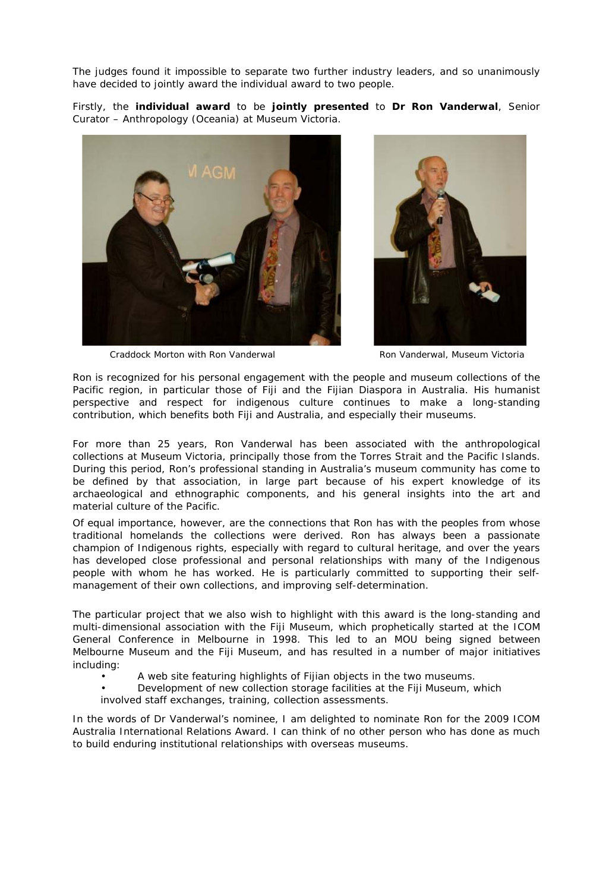The judges found it impossible to separate two further industry leaders, and so unanimously have decided to jointly award the individual award to two people.

Firstly, the **individual award** to be **jointly presented** to **Dr Ron Vanderwal**, Senior Curator – Anthropology (Oceania) at Museum Victoria.

Craddock Morton with Ron Vanderwal

Ron Vanderwal, Museum Victoria

Ron is recognized for his personal engagement with the people and museum collections of the Pacific region, in particular those of Fiji and the Fijian Diaspora in Australia. His humanist perspective and respect for indigenous culture continues to make a long-standing contribution, which benefits both Fiji and Australia, and especially their museums.

For more than 25 years, Ron Vanderwal has been associated with the anthropological collections at Museum Victoria, principally those from the Torres Strait and the Pacific Islands. During this period, Ron's professional standing in Australia's museum community has come to be defined by that association, in large part because of his expert knowledge of its archaeological and ethnographic components, and his general insights into the art and material culture of the Pacific.

Of equal importance, however, are the connections that Ron has with the peoples from whose traditional homelands the collections were derived. Ron has always been a passionate champion of Indigenous rights, especially with regard to cultural heritage, and over the years has developed close professional and personal relationships with many of the Indigenous people with whom he has worked. He is particularly committed to supporting their self-management of their own collections, and improving self-determination.

The particular project that we also wish to highlight with this award is the long-standing and multi-dimensional association with the Fiji Museum, which prophetically started at the ICOM General Conference in Melbourne in 1998. This led to an MOU being signed between Melbourne Museum and the Fiji Museum, and has resulted in a number of major initiatives including:

- A web site featuring highlights of Fijian objects in the two museums.
- Development of new collection storage facilities at the Fiji Museum, which involved staff exchanges, training, collection assessments.

In the words of Dr Vanderwal's nominee, I am delighted to nominate Ron for the 2009 ICOM Australia International Relations Award. I can think of no other person who has done as much to build enduring institutional relationships with overseas museums.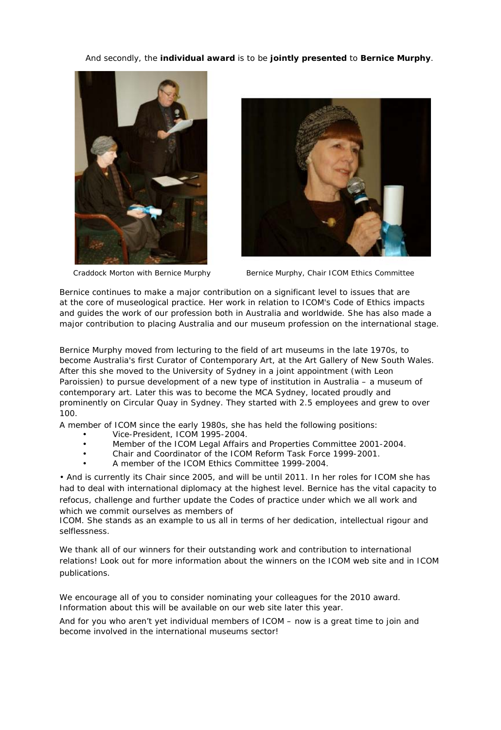And secondly, the **individual award** is to be **jointly presented** to **Bernice Murphy**.

Craddock Morton with Bernice Murphy

Bernice Murphy, Chair ICOM Ethics Committee

Bernice continues to make a major contribution on a significant level to issues that are at the core of museological practice. Her work in relation to ICOM's Code of Ethics impacts and guides the work of our profession both in Australia and worldwide. She has also made a major contribution to placing Australia and our museum profession on the international stage.

Bernice Murphy moved from lecturing to the field of art museums in the late 1970s, to become Australia's first Curator of Contemporary Art, at the Art Gallery of New South Wales. After this she moved to the University of Sydney in a joint appointment (with Leon Paroissien) to pursue development of a new type of institution in Australia – a museum of contemporary art. Later this was to become the MCA Sydney, located proudly and prominently on Circular Quay in Sydney. They started with 2.5 employees and grew to over 100.

A member of ICOM since the early 1980s, she has held the following positions:

- Vice-President, ICOM 1995-2004.
- Member of the ICOM Legal Affairs and Properties Committee 2001-2004.
- Chair and Coordinator of the ICOM Reform Task Force 1999-2001.
- A member of the ICOM Ethics Committee 1999-2004.

• And is currently its Chair since 2005, and will be until 2011. In her roles for ICOM she has had to deal with international diplomacy at the highest level. Bernice has the vital capacity to refocus, challenge and further update the Codes of practice under which we all work and which we commit ourselves as members of ICOM. She stands as an example to us all in terms of her dedication, intellectual rigour and selflessness.

We thank all of our winners for their outstanding work and contribution to international relations! Look out for more information about the winners on the ICOM web site and in ICOM publications.

We encourage all of you to consider nominating your colleagues for the 2010 award. Information about this will be available on our web site later this year.

And for you who aren't yet individual members of ICOM – now is a great time to join and become involved in the international museums sector!